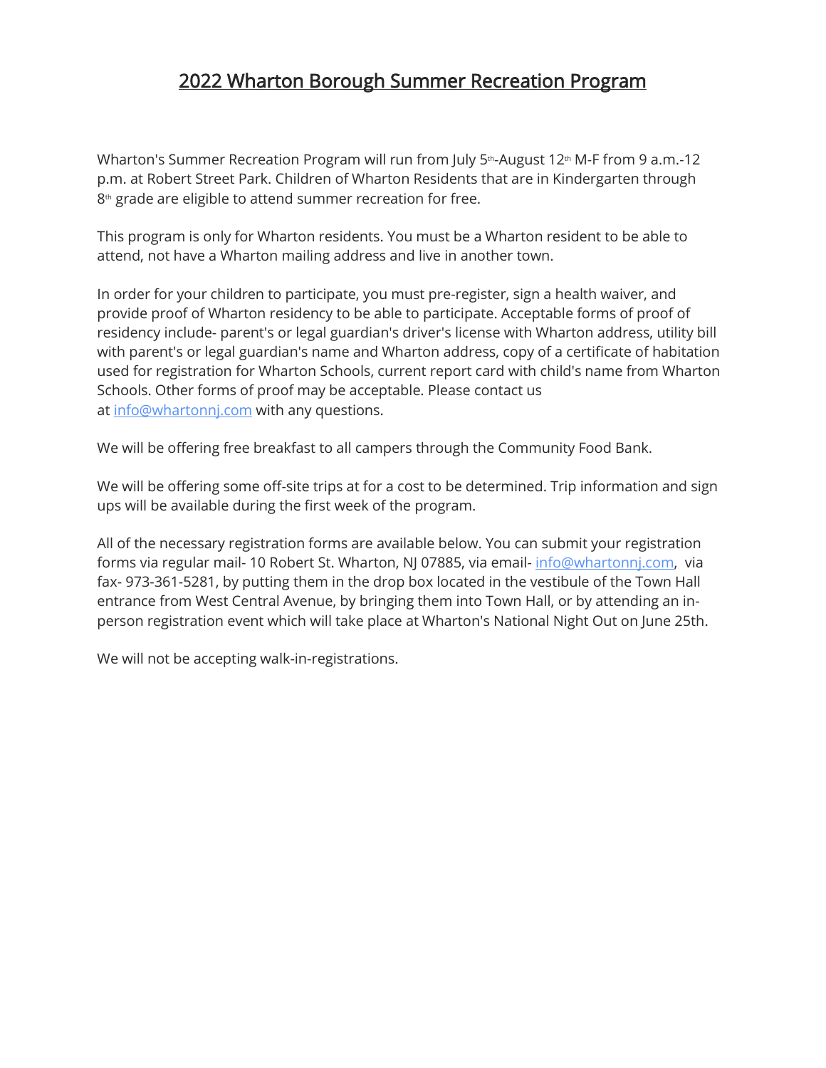# 2022 Wharton Borough Summer Recreation Program

Wharton's Summer Recreation Program will run from July 5th-August 12th M-F from 9 a.m.-12 p.m. at Robert Street Park. Children of Wharton Residents that are in Kindergarten through 8th grade are eligible to attend summer recreation for free.

This program is only for Wharton residents. You must be a Wharton resident to be able to attend, not have a Wharton mailing address and live in another town.

In order for your children to participate, you must pre-register, sign a health waiver, and provide proof of Wharton residency to be able to participate. Acceptable forms of proof of residency include- parent's or legal guardian's driver's license with Wharton address, utility bill with parent's or legal guardian's name and Wharton address, copy of a certificate of habitation used for registration for Wharton Schools, current report card with child's name from Wharton Schools. Other forms of proof may be acceptable. Please contact us at info@whartonnj.com with any questions.

We will be offering free breakfast to all campers through the Community Food Bank.

We will be offering some off-site trips at for a cost to be determined. Trip information and sign ups will be available during the first week of the program.

All of the necessary registration forms are available below. You can submit your registration forms via regular mail- 10 Robert St. Wharton, NJ 07885, via email- info@whartonnj.com, via fax- 973-361-5281, by putting them in the drop box located in the vestibule of the Town Hall entrance from West Central Avenue, by bringing them into Town Hall, or by attending an in-person registration event which will take place at Wharton's National Night Out on June 25th.

We will not be accepting walk-in-registrations.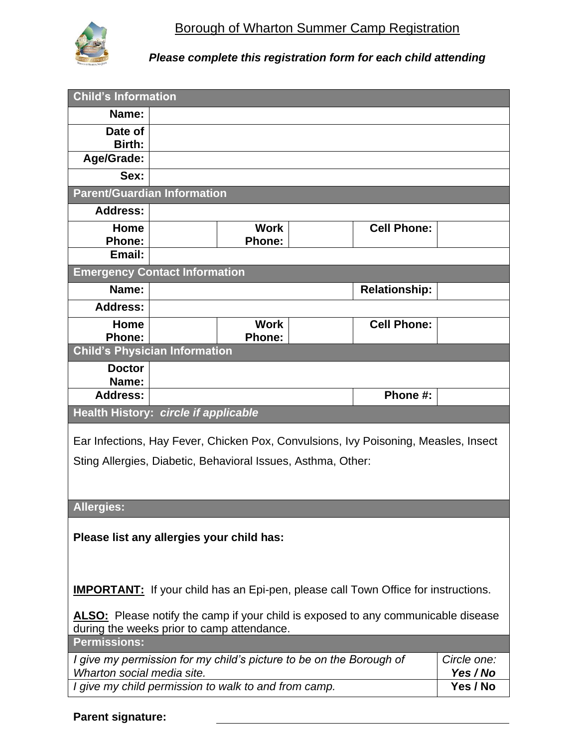# Borough of Wharton Summer Camp Registration

***Please complete this registration form for each child attending***

| **Child's Information** | | | | | |
|---|---|---|---|---|---|
| **Name:** | | | | | |
| **Date of Birth:** | | | | | |
| **Age/Grade:** | | | | | |
| **Sex:** | | | | | |
| **Parent/Guardian Information** | | | | | |
| **Address:** | | | | | |
| **Home Phone:** | | **Work Phone:** | | **Cell Phone:** | |
| **Email:** | | | | | |
| **Emergency Contact Information** | | | | | |
| **Name:** | | | | **Relationship:** | |
| **Address:** | | | | | |
| **Home Phone:** | | **Work Phone:** | | **Cell Phone:** | |
| **Child's Physician Information** | | | | | |
| **Doctor Name:** | | | | | |
| **Address:** | | | | **Phone #:** | |

**Health History:** ***circle if applicable***

Ear Infections, Hay Fever, Chicken Pox, Convulsions, Ivy Poisoning, Measles, Insect Sting Allergies, Diabetic, Behavioral Issues, Asthma, Other:

**Allergies:**

**Please list any allergies your child has:**

**IMPORTANT:** If your child has an Epi-pen, please call Town Office for instructions.

**ALSO:** Please notify the camp if your child is exposed to any communicable disease during the weeks prior to camp attendance.

| **Permissions:** | |
|---|---|
| *I give my permission for my child's picture to be on the Borough of Wharton social media site.* | *Circle one:* ***Yes / No*** |
| *I give my child permission to walk to and from camp.* | **Yes / No** |

**Parent signature:** ______________________________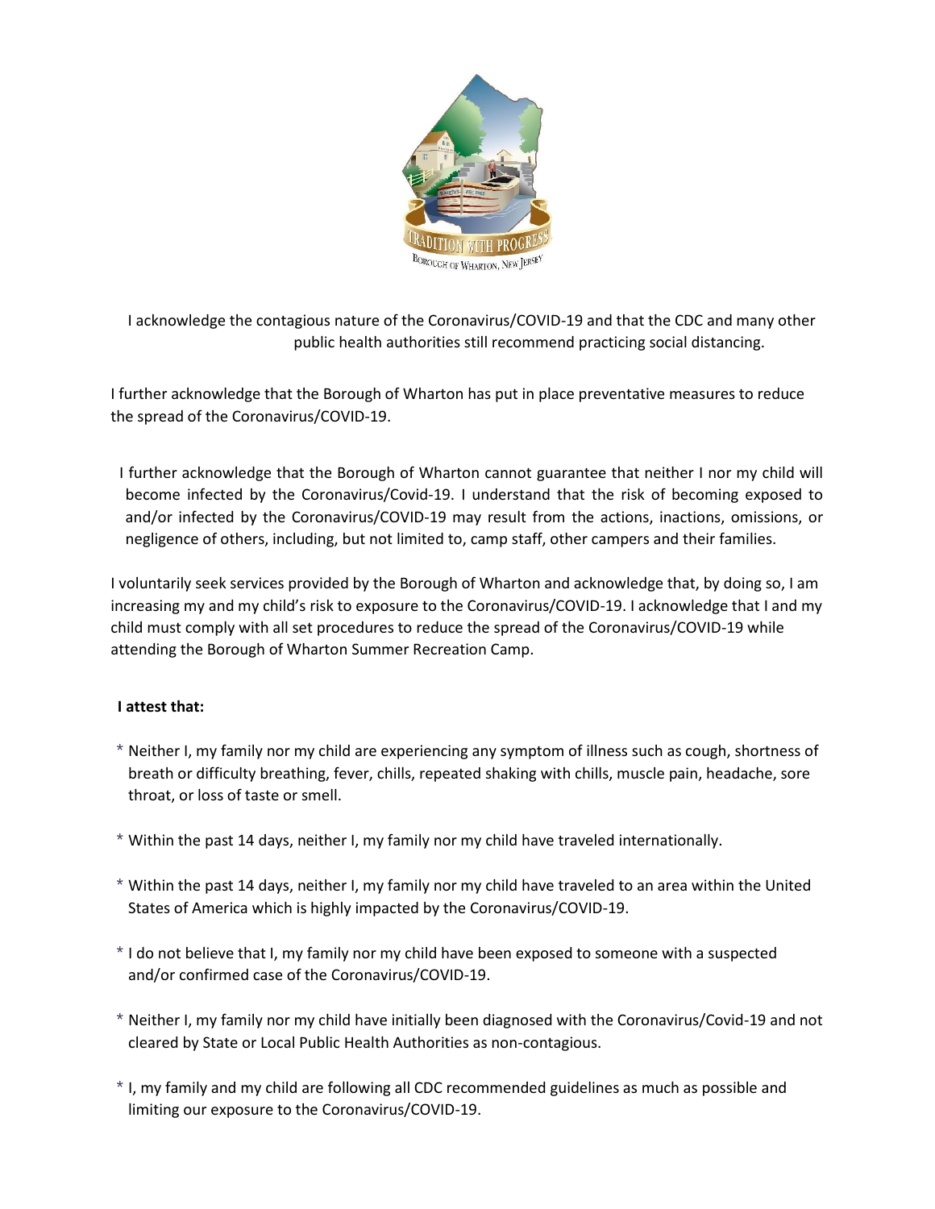I acknowledge the contagious nature of the Coronavirus/COVID-19 and that the CDC and many other public health authorities still recommend practicing social distancing.

I further acknowledge that the Borough of Wharton has put in place preventative measures to reduce the spread of the Coronavirus/COVID-19.

I further acknowledge that the Borough of Wharton cannot guarantee that neither I nor my child will become infected by the Coronavirus/Covid-19. I understand that the risk of becoming exposed to and/or infected by the Coronavirus/COVID-19 may result from the actions, inactions, omissions, or negligence of others, including, but not limited to, camp staff, other campers and their families.

I voluntarily seek services provided by the Borough of Wharton and acknowledge that, by doing so, I am increasing my and my child's risk to exposure to the Coronavirus/COVID-19. I acknowledge that I and my child must comply with all set procedures to reduce the spread of the Coronavirus/COVID-19 while attending the Borough of Wharton Summer Recreation Camp.

**I attest that:**

* Neither I, my family nor my child are experiencing any symptom of illness such as cough, shortness of breath or difficulty breathing, fever, chills, repeated shaking with chills, muscle pain, headache, sore throat, or loss of taste or smell.

* Within the past 14 days, neither I, my family nor my child have traveled internationally.

* Within the past 14 days, neither I, my family nor my child have traveled to an area within the United States of America which is highly impacted by the Coronavirus/COVID-19.

* I do not believe that I, my family nor my child have been exposed to someone with a suspected and/or confirmed case of the Coronavirus/COVID-19.

* Neither I, my family nor my child have initially been diagnosed with the Coronavirus/Covid-19 and not cleared by State or Local Public Health Authorities as non-contagious.

* I, my family and my child are following all CDC recommended guidelines as much as possible and limiting our exposure to the Coronavirus/COVID-19.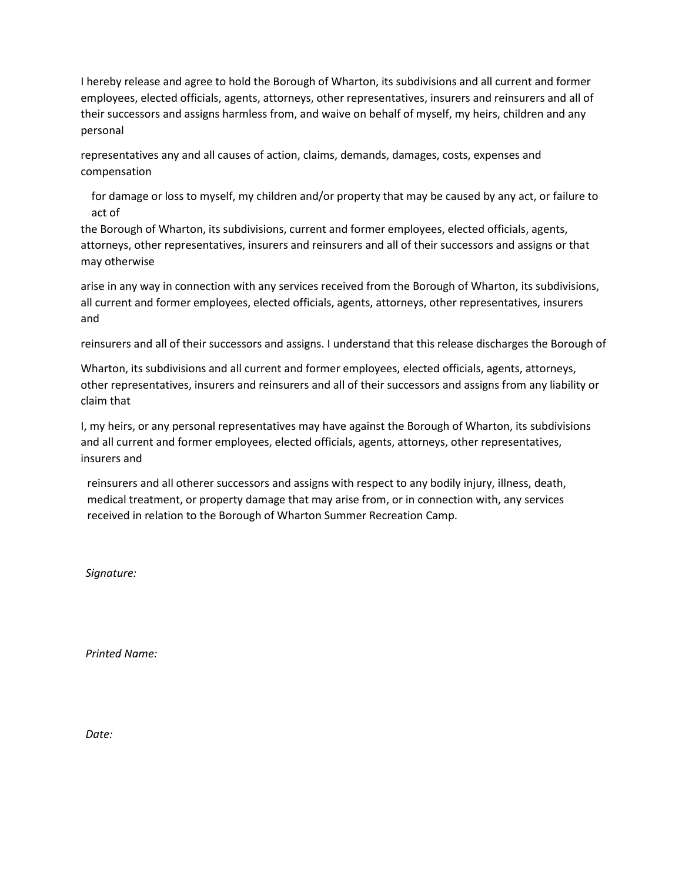I hereby release and agree to hold the Borough of Wharton, its subdivisions and all current and former employees, elected officials, agents, attorneys, other representatives, insurers and reinsurers and all of their successors and assigns harmless from, and waive on behalf of myself, my heirs, children and any personal

representatives any and all causes of action, claims, demands, damages, costs, expenses and compensation

for damage or loss to myself, my children and/or property that may be caused by any act, or failure to act of

the Borough of Wharton, its subdivisions, current and former employees, elected officials, agents, attorneys, other representatives, insurers and reinsurers and all of their successors and assigns or that may otherwise

arise in any way in connection with any services received from the Borough of Wharton, its subdivisions, all current and former employees, elected officials, agents, attorneys, other representatives, insurers and

reinsurers and all of their successors and assigns. I understand that this release discharges the Borough of

Wharton, its subdivisions and all current and former employees, elected officials, agents, attorneys, other representatives, insurers and reinsurers and all of their successors and assigns from any liability or claim that

I, my heirs, or any personal representatives may have against the Borough of Wharton, its subdivisions and all current and former employees, elected officials, agents, attorneys, other representatives, insurers and

reinsurers and all otherer successors and assigns with respect to any bodily injury, illness, death, medical treatment, or property damage that may arise from, or in connection with, any services received in relation to the Borough of Wharton Summer Recreation Camp.

*Signature:*

*Printed Name:*

*Date:*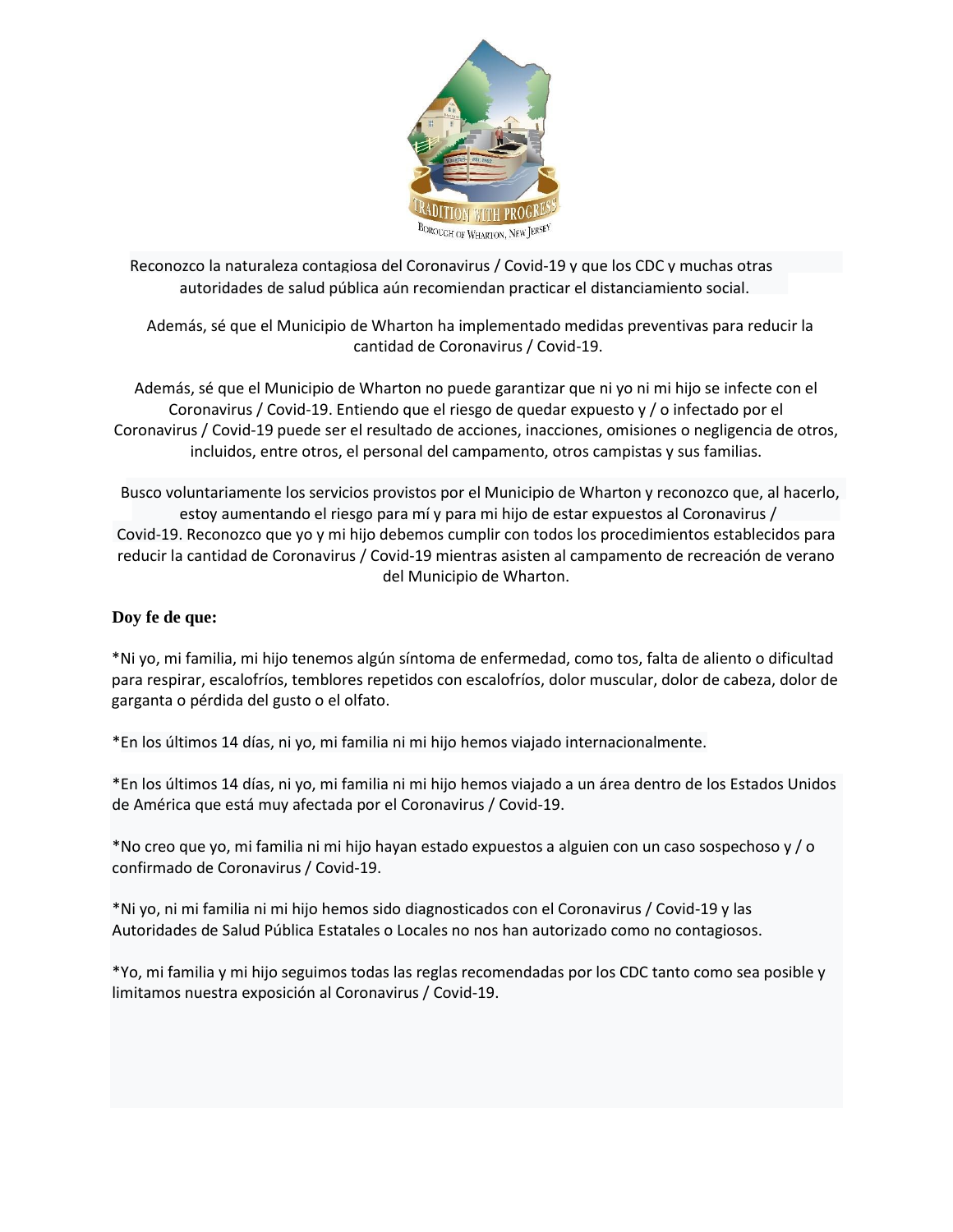Reconozco la naturaleza contagiosa del Coronavirus / Covid-19 y que los CDC y muchas otras autoridades de salud pública aún recomiendan practicar el distanciamiento social.

Además, sé que el Municipio de Wharton ha implementado medidas preventivas para reducir la cantidad de Coronavirus / Covid-19.

Además, sé que el Municipio de Wharton no puede garantizar que ni yo ni mi hijo se infecte con el Coronavirus / Covid-19. Entiendo que el riesgo de quedar expuesto y / o infectado por el Coronavirus / Covid-19 puede ser el resultado de acciones, inacciones, omisiones o negligencia de otros, incluidos, entre otros, el personal del campamento, otros campistas y sus familias.

Busco voluntariamente los servicios provistos por el Municipio de Wharton y reconozco que, al hacerlo, estoy aumentando el riesgo para mí y para mi hijo de estar expuestos al Coronavirus / Covid-19. Reconozco que yo y mi hijo debemos cumplir con todos los procedimientos establecidos para reducir la cantidad de Coronavirus / Covid-19 mientras asisten al campamento de recreación de verano del Municipio de Wharton.

**Doy fe de que:**

*Ni yo, mi familia, mi hijo tenemos algún síntoma de enfermedad, como tos, falta de aliento o dificultad para respirar, escalofríos, temblores repetidos con escalofríos, dolor muscular, dolor de cabeza, dolor de garganta o pérdida del gusto o el olfato.

*En los últimos 14 días, ni yo, mi familia ni mi hijo hemos viajado internacionalmente.

*En los últimos 14 días, ni yo, mi familia ni mi hijo hemos viajado a un área dentro de los Estados Unidos de América que está muy afectada por el Coronavirus / Covid-19.

*No creo que yo, mi familia ni mi hijo hayan estado expuestos a alguien con un caso sospechoso y / o confirmado de Coronavirus / Covid-19.

*Ni yo, ni mi familia ni mi hijo hemos sido diagnosticados con el Coronavirus / Covid-19 y las Autoridades de Salud Pública Estatales o Locales no nos han autorizado como no contagiosos.

*Yo, mi familia y mi hijo seguimos todas las reglas recomendadas por los CDC tanto como sea posible y limitamos nuestra exposición al Coronavirus / Covid-19.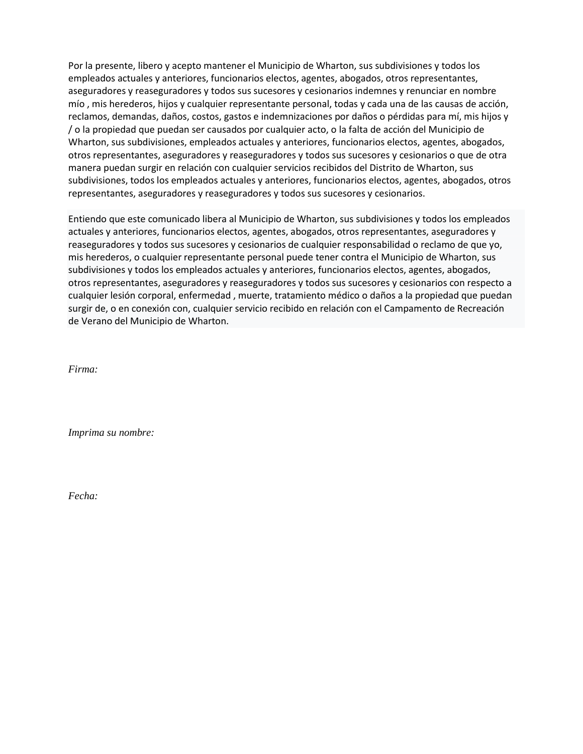Por la presente, libero y acepto mantener el Municipio de Wharton, sus subdivisiones y todos los empleados actuales y anteriores, funcionarios electos, agentes, abogados, otros representantes, aseguradores y reaseguradores y todos sus sucesores y cesionarios indemnes y renunciar en nombre mío , mis herederos, hijos y cualquier representante personal, todas y cada una de las causas de acción, reclamos, demandas, daños, costos, gastos e indemnizaciones por daños o pérdidas para mí, mis hijos y / o la propiedad que puedan ser causados por cualquier acto, o la falta de acción del Municipio de Wharton, sus subdivisiones, empleados actuales y anteriores, funcionarios electos, agentes, abogados, otros representantes, aseguradores y reaseguradores y todos sus sucesores y cesionarios o que de otra manera puedan surgir en relación con cualquier servicios recibidos del Distrito de Wharton, sus subdivisiones, todos los empleados actuales y anteriores, funcionarios electos, agentes, abogados, otros representantes, aseguradores y reaseguradores y todos sus sucesores y cesionarios.

Entiendo que este comunicado libera al Municipio de Wharton, sus subdivisiones y todos los empleados actuales y anteriores, funcionarios electos, agentes, abogados, otros representantes, aseguradores y reaseguradores y todos sus sucesores y cesionarios de cualquier responsabilidad o reclamo de que yo, mis herederos, o cualquier representante personal puede tener contra el Municipio de Wharton, sus subdivisiones y todos los empleados actuales y anteriores, funcionarios electos, agentes, abogados, otros representantes, aseguradores y reaseguradores y todos sus sucesores y cesionarios con respecto a cualquier lesión corporal, enfermedad , muerte, tratamiento médico o daños a la propiedad que puedan surgir de, o en conexión con, cualquier servicio recibido en relación con el Campamento de Recreación de Verano del Municipio de Wharton.

*Firma:*

*Imprima su nombre:*

*Fecha:*